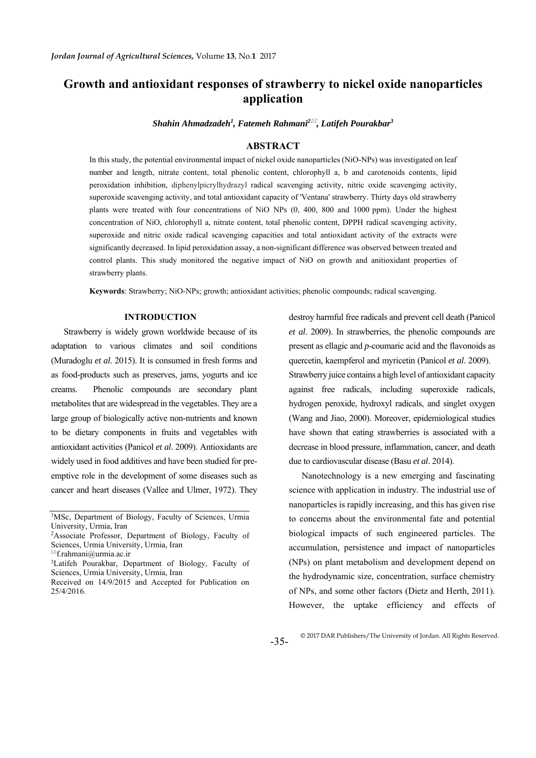# Growth and antioxidant responses of strawberry to nickel oxide nanoparticles application

***Shahin Ahmadzadeh*[1], *Fatemeh Rahmani*[2✉], *Latifeh Pourakbar*[3]**

## ABSTRACT

In this study, the potential environmental impact of nickel oxide nanoparticles (NiO-NPs) was investigated on leaf number and length, nitrate content, total phenolic content, chlorophyll a, b and carotenoids contents, lipid peroxidation inhibition, diphenylpicrylhydrazyl radical scavenging activity, nitric oxide scavenging activity, superoxide scavenging activity, and total antioxidant capacity of 'Ventana' strawberry. Thirty days old strawberry plants were treated with four concentrations of NiO NPs (0, 400, 800 and 1000 ppm). Under the highest concentration of NiO, chlorophyll a, nitrate content, total phenolic content, DPPH radical scavenging activity, superoxide and nitric oxide radical scavenging capacities and total antioxidant activity of the extracts were significantly decreased. In lipid peroxidation assay, a non-significant difference was observed between treated and control plants. This study monitored the negative impact of NiO on growth and anitioxidant properties of strawberry plants.

**Keywords**: Strawberry; NiO-NPs; growth; antioxidant activities; phenolic compounds; radical scavenging.

## INTRODUCTION

Strawberry is widely grown worldwide because of its adaptation to various climates and soil conditions (Muradoglu *et al*. 2015). It is consumed in fresh forms and as food-products such as preserves, jams, yogurts and ice creams. Phenolic compounds are secondary plant metabolites that are widespread in the vegetables. They are a large group of biologically active non-nutrients and known to be dietary components in fruits and vegetables with antioxidant activities (Panicol *et al*. 2009). Antioxidants are widely used in food additives and have been studied for pre-emptive role in the development of some diseases such as cancer and heart diseases (Vallee and Ulmer, 1972). They destroy harmful free radicals and prevent cell death (Panicol *et al*. 2009). In strawberries, the phenolic compounds are present as ellagic and *p*-coumaric acid and the flavonoids as quercetin, kaempferol and myricetin (Panicol *et al*. 2009). Strawberry juice contains a high level of antioxidant capacity against free radicals, including superoxide radicals, hydrogen peroxide, hydroxyl radicals, and singlet oxygen (Wang and Jiao, 2000). Moreover, epidemiological studies have shown that eating strawberries is associated with a decrease in blood pressure, inflammation, cancer, and death due to cardiovascular disease (Basu *et al*. 2014).

Nanotechnology is a new emerging and fascinating science with application in industry. The industrial use of nanoparticles is rapidly increasing, and this has given rise to concerns about the environmental fate and potential biological impacts of such engineered particles. The accumulation, persistence and impact of nanoparticles (NPs) on plant metabolism and development depend on the hydrodynamic size, concentration, surface chemistry of NPs, and some other factors (Dietz and Herth, 2011). However, the uptake efficiency and effects of

---

[1] MSc, Department of Biology, Faculty of Sciences, Urmia University, Urmia, Iran

[2] Associate Professor, Department of Biology, Faculty of Sciences, Urmia University, Urmia, Iran
✉ f.rahmani@urmia.ac.ir

[3] Latifeh Pourakbar, Department of Biology, Faculty of Sciences, Urmia University, Urmia, Iran

Received on 14/9/2015 and Accepted for Publication on 25/4/2016.

© 2017 DAR Publishers/The University of Jordan. All Rights Reserved.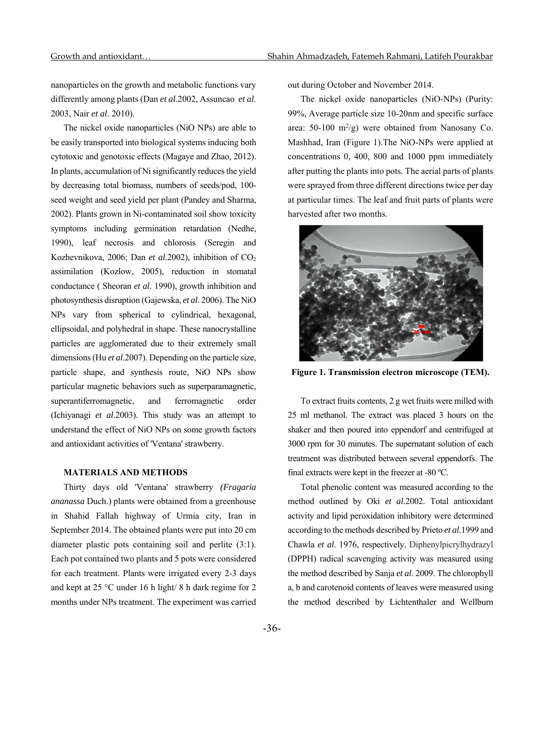nanoparticles on the growth and metabolic functions vary differently among plants (Dan *et al*.2002, Assuncao *et al*. 2003, Nair *et al*. 2010).

The nickel oxide nanoparticles (NiO NPs) are able to be easily transported into biological systems inducing both cytotoxic and genotoxic effects (Magaye and Zhao, 2012). In plants, accumulation of Ni significantly reduces the yield by decreasing total biomass, numbers of seeds/pod, 100-seed weight and seed yield per plant (Pandey and Sharma, 2002). Plants grown in Ni-contaminated soil show toxicity symptoms including germination retardation (Nedhe, 1990), leaf necrosis and chlorosis (Seregin and Kozhevnikova, 2006; Dan *et al*.2002), inhibition of $CO_2$ assimilation (Kozlow, 2005), reduction in stomatal conductance ( Sheoran *et al*. 1990), growth inhibition and photosynthesis disruption (Gajewska, *et al*. 2006). The NiO NPs vary from spherical to cylindrical, hexagonal, ellipsoidal, and polyhedral in shape. These nanocrystalline particles are agglomerated due to their extremely small dimensions (Hu *et al*.2007). Depending on the particle size, particle shape, and synthesis route, NiO NPs show particular magnetic behaviors such as superparamagnetic, superantiferromagnetic, and ferromagnetic order (Ichiyanagi *et al*.2003). This study was an attempt to understand the effect of NiO NPs on some growth factors and antioxidant activities of 'Ventana' strawberry.

## MATERIALS AND METHODS

Thirty days old 'Ventana' strawberry *(Fragaria ananassa* Duch.) plants were obtained from a greenhouse in Shahid Fallah highway of Urmia city, Iran in September 2014. The obtained plants were put into 20 cm diameter plastic pots containing soil and perlite (3:1). Each pot contained two plants and 5 pots were considered for each treatment. Plants were irrigated every 2-3 days and kept at 25 °C under 16 h light/ 8 h dark regime for 2 months under NPs treatment. The experiment was carried out during October and November 2014.

The nickel oxide nanoparticles (NiO-NPs) (Purity: 99%, Average particle size 10-20nm and specific surface area: 50-100 $m^2/g$) were obtained from Nanosany Co. Mashhad, Iran (Figure 1).The NiO-NPs were applied at concentrations 0, 400, 800 and 1000 ppm immediately after putting the plants into pots. The aerial parts of plants were sprayed from three different directions twice per day at particular times. The leaf and fruit parts of plants were harvested after two months.

**Figure 1. Transmission electron microscope (TEM).**

To extract fruits contents, 2 g wet fruits were milled with 25 ml methanol. The extract was placed 3 hours on the shaker and then poured into eppendorf and centrifuged at 3000 rpm for 30 minutes. The supernatant solution of each treatment was distributed between several eppendorfs. The final extracts were kept in the freezer at -80 ºC.

Total phenolic content was measured according to the method outlined by Oki *et al*.2002. Total antioxidant activity and lipid peroxidation inhibitory were determined according to the methods described by Prieto *et al*.1999 and Chawla *et al*. 1976, respectively. Diphenylpicrylhydrazyl (DPPH) radical scavenging activity was measured using the method described by Sanja *et al*. 2009. The chlorophyll a, b and carotenoid contents of leaves were measured using the method described by Lichtenthaler and Wellburn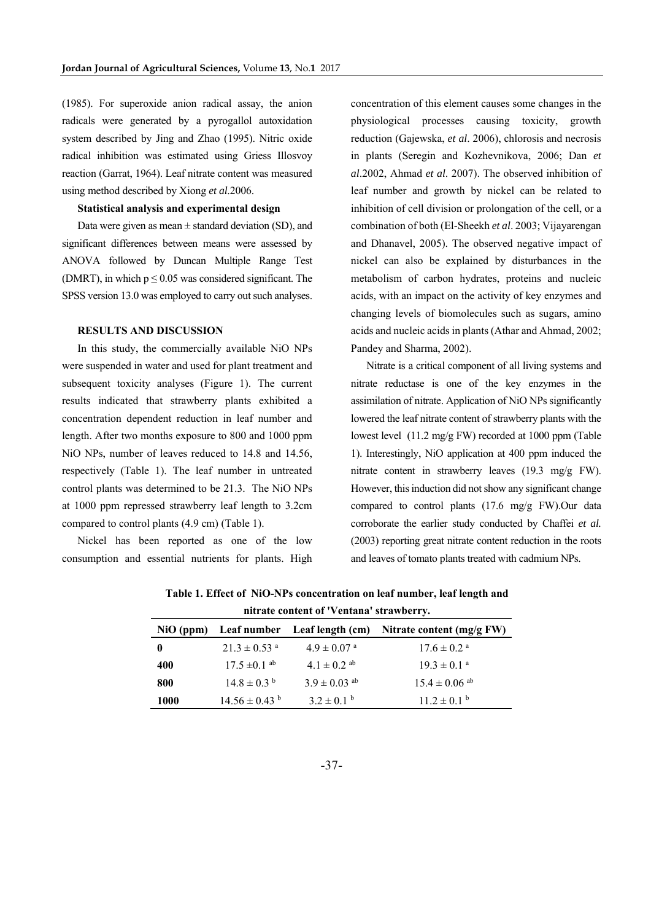(1985). For superoxide anion radical assay, the anion radicals were generated by a pyrogallol autoxidation system described by Jing and Zhao (1995). Nitric oxide radical inhibition was estimated using Griess Illosvoy reaction (Garrat, 1964). Leaf nitrate content was measured using method described by Xiong *et al.*2006.

**Statistical analysis and experimental design**

Data were given as mean ± standard deviation (SD), and significant differences between means were assessed by ANOVA followed by Duncan Multiple Range Test (DMRT), in which $p \leq 0.05$ was considered significant. The SPSS version 13.0 was employed to carry out such analyses.

## RESULTS AND DISCUSSION

In this study, the commercially available NiO NPs were suspended in water and used for plant treatment and subsequent toxicity analyses (Figure 1). The current results indicated that strawberry plants exhibited a concentration dependent reduction in leaf number and length. After two months exposure to 800 and 1000 ppm NiO NPs, number of leaves reduced to 14.8 and 14.56, respectively (Table 1). The leaf number in untreated control plants was determined to be 21.3. The NiO NPs at 1000 ppm repressed strawberry leaf length to 3.2cm compared to control plants (4.9 cm) (Table 1).

Nickel has been reported as one of the low consumption and essential nutrients for plants. High concentration of this element causes some changes in the physiological processes causing toxicity, growth reduction (Gajewska, *et al*. 2006), chlorosis and necrosis in plants (Seregin and Kozhevnikova, 2006; Dan *et al*.2002, Ahmad *et al*. 2007). The observed inhibition of leaf number and growth by nickel can be related to inhibition of cell division or prolongation of the cell, or a combination of both (El-Sheekh *et al*. 2003; Vijayarengan and Dhanavel, 2005). The observed negative impact of nickel can also be explained by disturbances in the metabolism of carbon hydrates, proteins and nucleic acids, with an impact on the activity of key enzymes and changing levels of biomolecules such as sugars, amino acids and nucleic acids in plants (Athar and Ahmad, 2002; Pandey and Sharma, 2002).

Nitrate is a critical component of all living systems and nitrate reductase is one of the key enzymes in the assimilation of nitrate. Application of NiO NPs significantly lowered the leaf nitrate content of strawberry plants with the lowest level (11.2 mg/g FW) recorded at 1000 ppm (Table 1). Interestingly, NiO application at 400 ppm induced the nitrate content in strawberry leaves (19.3 mg/g FW). However, this induction did not show any significant change compared to control plants (17.6 mg/g FW).Our data corroborate the earlier study conducted by Chaffei *et al.* (2003) reporting great nitrate content reduction in the roots and leaves of tomato plants treated with cadmium NPs.

**Table 1. Effect of NiO-NPs concentration on leaf number, leaf length and nitrate content of 'Ventana' strawberry.**

| NiO (ppm) | Leaf number | Leaf length (cm) | Nitrate content (mg/g FW) |
|---|---|---|---|
| **0** | 21.3 ± 0.53 [a] | 4.9 ± 0.07 [a] | 17.6 ± 0.2 [a] |
| **400** | 17.5 ±0.1 [ab] | 4.1 ± 0.2 [ab] | 19.3 ± 0.1 [a] |
| **800** | 14.8 ± 0.3 [b] | 3.9 ± 0.03 [ab] | 15.4 ± 0.06 [ab] |
| **1000** | 14.56 ± 0.43 [b] | 3.2 ± 0.1 [b] | 11.2 ± 0.1 [b] |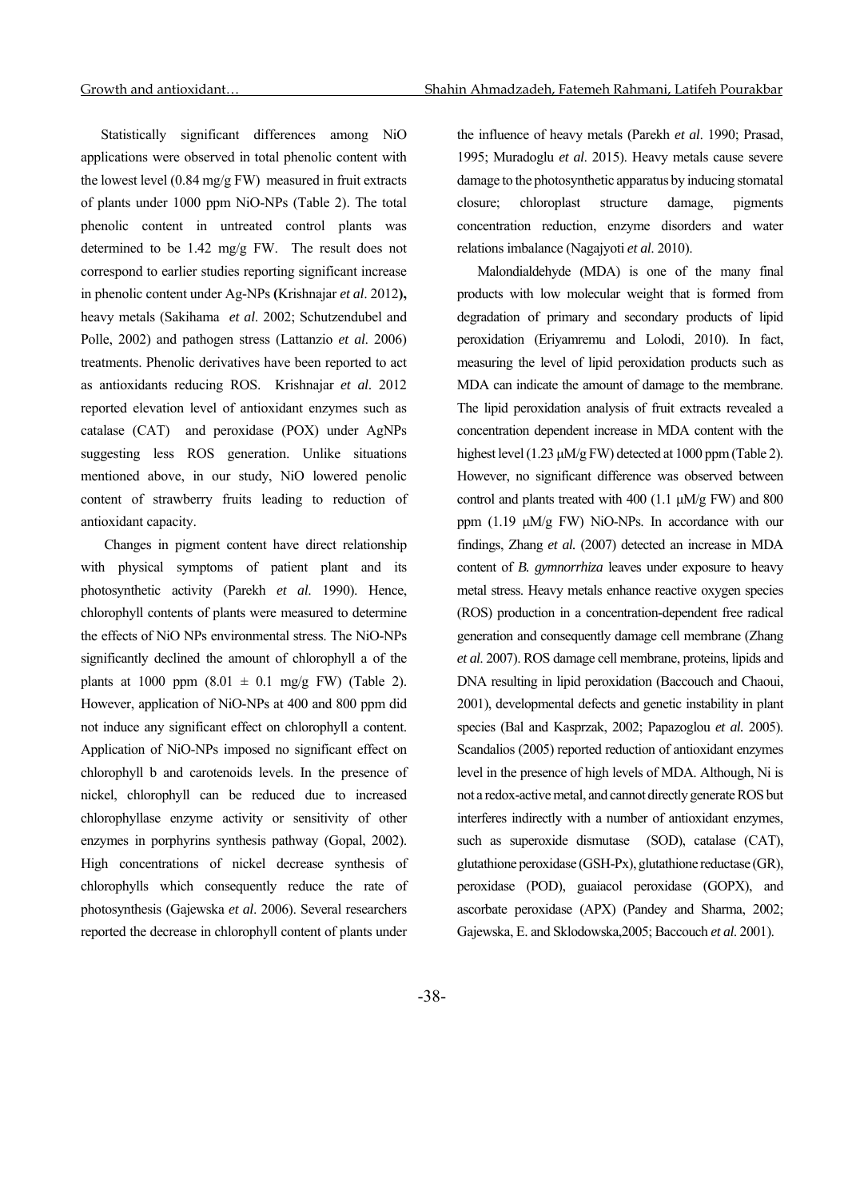Statistically significant differences among NiO applications were observed in total phenolic content with the lowest level (0.84 mg/g FW) measured in fruit extracts of plants under 1000 ppm NiO-NPs (Table 2). The total phenolic content in untreated control plants was determined to be 1.42 mg/g FW. The result does not correspond to earlier studies reporting significant increase in phenolic content under Ag-NPs (Krishnajar *et al*. 2012), heavy metals (Sakihama *et al*. 2002; Schutzendubel and Polle, 2002) and pathogen stress (Lattanzio *et al*. 2006) treatments. Phenolic derivatives have been reported to act as antioxidants reducing ROS. Krishnajar *et al*. 2012 reported elevation level of antioxidant enzymes such as catalase (CAT) and peroxidase (POX) under AgNPs suggesting less ROS generation. Unlike situations mentioned above, in our study, NiO lowered penolic content of strawberry fruits leading to reduction of antioxidant capacity.

Changes in pigment content have direct relationship with physical symptoms of patient plant and its photosynthetic activity (Parekh *et al*. 1990). Hence, chlorophyll contents of plants were measured to determine the effects of NiO NPs environmental stress. The NiO-NPs significantly declined the amount of chlorophyll a of the plants at 1000 ppm ($8.01 \pm 0.1$ mg/g FW) (Table 2). However, application of NiO-NPs at 400 and 800 ppm did not induce any significant effect on chlorophyll a content. Application of NiO-NPs imposed no significant effect on chlorophyll b and carotenoids levels. In the presence of nickel, chlorophyll can be reduced due to increased chlorophyllase enzyme activity or sensitivity of other enzymes in porphyrins synthesis pathway (Gopal, 2002). High concentrations of nickel decrease synthesis of chlorophylls which consequently reduce the rate of photosynthesis (Gajewska *et al*. 2006). Several researchers reported the decrease in chlorophyll content of plants under the influence of heavy metals (Parekh *et al*. 1990; Prasad, 1995; Muradoglu *et al*. 2015). Heavy metals cause severe damage to the photosynthetic apparatus by inducing stomatal closure; chloroplast structure damage, pigments concentration reduction, enzyme disorders and water relations imbalance (Nagajyoti *et al*. 2010).

Malondialdehyde (MDA) is one of the many final products with low molecular weight that is formed from degradation of primary and secondary products of lipid peroxidation (Eriyamremu and Lolodi, 2010). In fact, measuring the level of lipid peroxidation products such as MDA can indicate the amount of damage to the membrane. The lipid peroxidation analysis of fruit extracts revealed a concentration dependent increase in MDA content with the highest level (1.23 μM/g FW) detected at 1000 ppm (Table 2). However, no significant difference was observed between control and plants treated with 400 (1.1 μM/g FW) and 800 ppm (1.19 μM/g FW) NiO-NPs. In accordance with our findings, Zhang *et al.* (2007) detected an increase in MDA content of *B. gymnorrhiza* leaves under exposure to heavy metal stress. Heavy metals enhance reactive oxygen species (ROS) production in a concentration-dependent free radical generation and consequently damage cell membrane (Zhang *et al*. 2007). ROS damage cell membrane, proteins, lipids and DNA resulting in lipid peroxidation (Baccouch and Chaoui, 2001), developmental defects and genetic instability in plant species (Bal and Kasprzak, 2002; Papazoglou *et al.* 2005). Scandalios (2005) reported reduction of antioxidant enzymes level in the presence of high levels of MDA. Although, Ni is not a redox-active metal, and cannot directly generate ROS but interferes indirectly with a number of antioxidant enzymes, such as superoxide dismutase (SOD), catalase (CAT), glutathione peroxidase (GSH-Px), glutathione reductase (GR), peroxidase (POD), guaiacol peroxidase (GOPX), and ascorbate peroxidase (APX) (Pandey and Sharma, 2002; Gajewska, E. and Sklodowska,2005; Baccouch *et al*. 2001).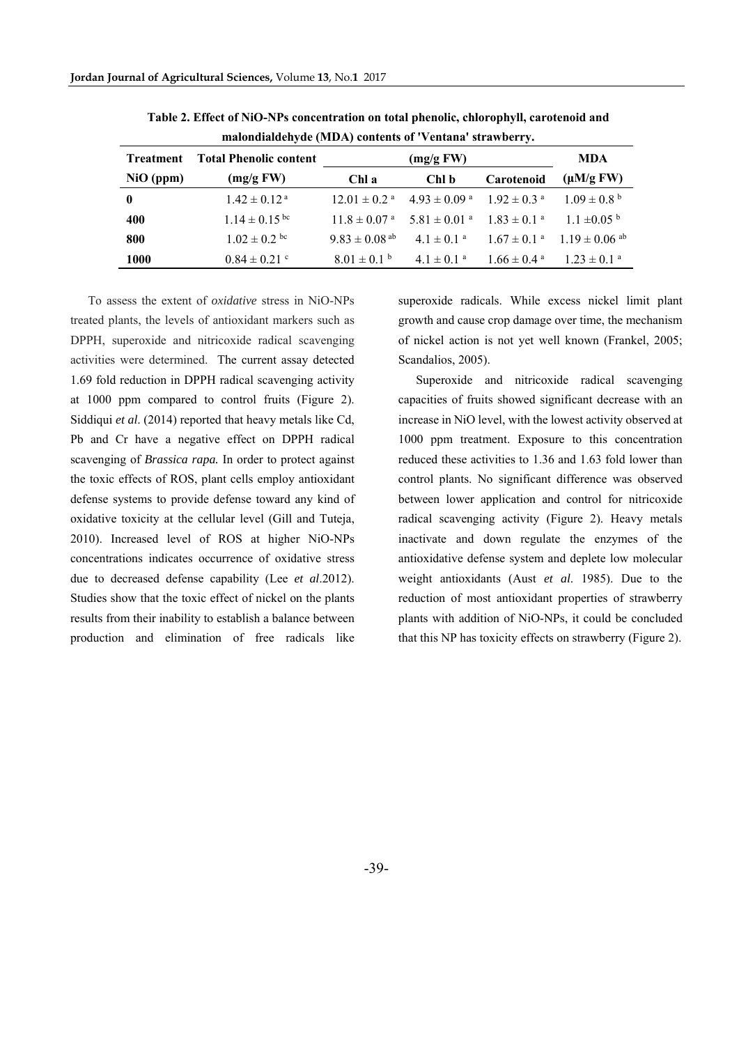**Table 2. Effect of NiO-NPs concentration on total phenolic, chlorophyll, carotenoid and malondialdehyde (MDA) contents of 'Ventana' strawberry.**

| Treatment | Total Phenolic content | (mg/g FW) | | | MDA |
|---|---|---|---|---|---|
| NiO (ppm) | (mg/g FW) | Chl a | Chl b | Carotenoid | (μM/g FW) |
| **0** | $1.42 \pm 0.12^{a}$ | $12.01 \pm 0.2^{a}$ | $4.93 \pm 0.09^{a}$ | $1.92 \pm 0.3^{a}$ | $1.09 \pm 0.8^{b}$ |
| **400** | $1.14 \pm 0.15^{bc}$ | $11.8 \pm 0.07^{a}$ | $5.81 \pm 0.01^{a}$ | $1.83 \pm 0.1^{a}$ | $1.1 \pm 0.05^{b}$ |
| **800** | $1.02 \pm 0.2^{bc}$ | $9.83 \pm 0.08^{ab}$ | $4.1 \pm 0.1^{a}$ | $1.67 \pm 0.1^{a}$ | $1.19 \pm 0.06^{ab}$ |
| **1000** | $0.84 \pm 0.21^{c}$ | $8.01 \pm 0.1^{b}$ | $4.1 \pm 0.1^{a}$ | $1.66 \pm 0.4^{a}$ | $1.23 \pm 0.1^{a}$ |

To assess the extent of *oxidative* stress in NiO-NPs treated plants, the levels of antioxidant markers such as DPPH, superoxide and nitricoxide radical scavenging activities were determined. The current assay detected 1.69 fold reduction in DPPH radical scavenging activity at 1000 ppm compared to control fruits (Figure 2). Siddiqui *et al.* (2014) reported that heavy metals like Cd, Pb and Cr have a negative effect on DPPH radical scavenging of ***Brassica rapa.*** In order to protect against the toxic effects of ROS, plant cells employ antioxidant defense systems to provide defense toward any kind of oxidative toxicity at the cellular level (Gill and Tuteja, 2010). Increased level of ROS at higher NiO-NPs concentrations indicates occurrence of oxidative stress due to decreased defense capability (Lee *et al*.2012). Studies show that the toxic effect of nickel on the plants results from their inability to establish a balance between production and elimination of free radicals like superoxide radicals. While excess nickel limit plant growth and cause crop damage over time, the mechanism of nickel action is not yet well known (Frankel, 2005; Scandalios, 2005).

Superoxide and nitricoxide radical scavenging capacities of fruits showed significant decrease with an increase in NiO level, with the lowest activity observed at 1000 ppm treatment. Exposure to this concentration reduced these activities to 1.36 and 1.63 fold lower than control plants. No significant difference was observed between lower application and control for nitricoxide radical scavenging activity (Figure 2). Heavy metals inactivate and down regulate the enzymes of the antioxidative defense system and deplete low molecular weight antioxidants (Aust *et al.* 1985). Due to the reduction of most antioxidant properties of strawberry plants with addition of NiO-NPs, it could be concluded that this NP has toxicity effects on strawberry (Figure 2).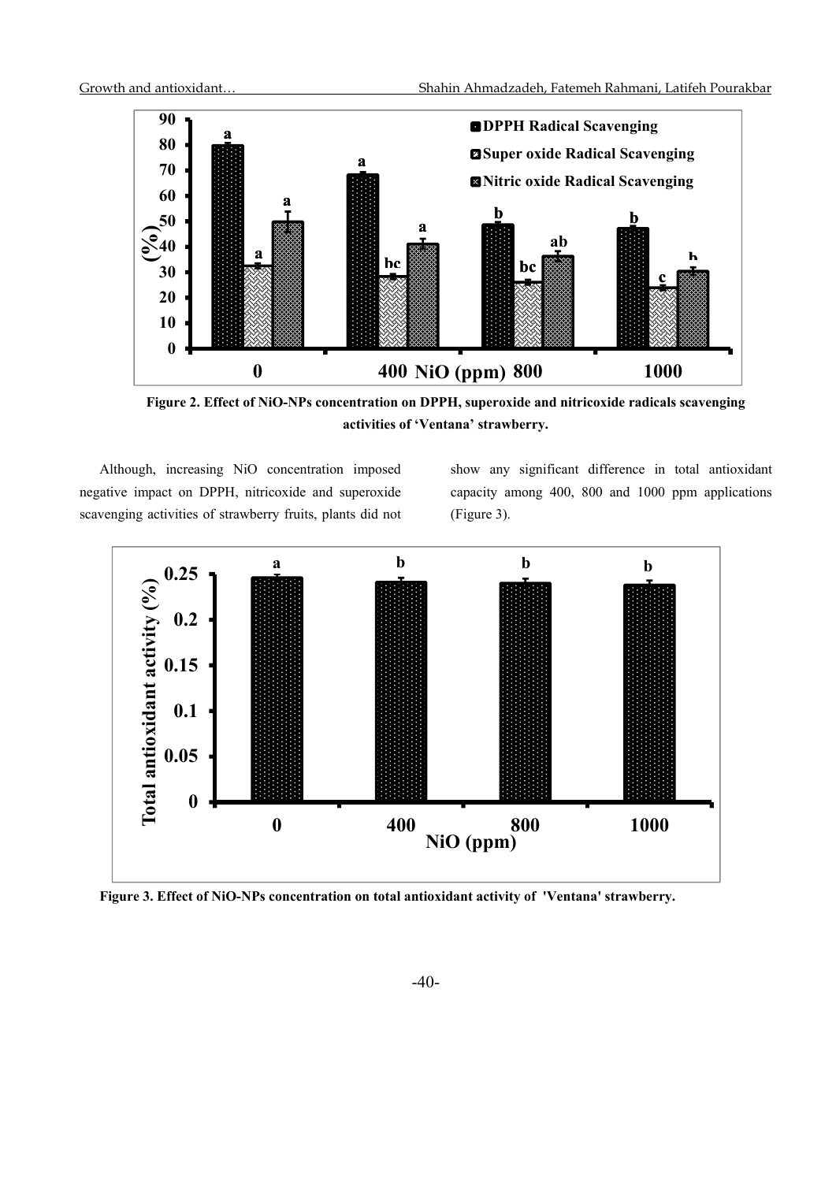**Figure 2. Effect of NiO-NPs concentration on DPPH, superoxide and nitricoxide radicals scavenging activities of 'Ventana' strawberry.**

Although, increasing NiO concentration imposed negative impact on DPPH, nitricoxide and superoxide scavenging activities of strawberry fruits, plants did not show any significant difference in total antioxidant capacity among 400, 800 and 1000 ppm applications (Figure 3).

**Figure 3. Effect of NiO-NPs concentration on total antioxidant activity of 'Ventana' strawberry.**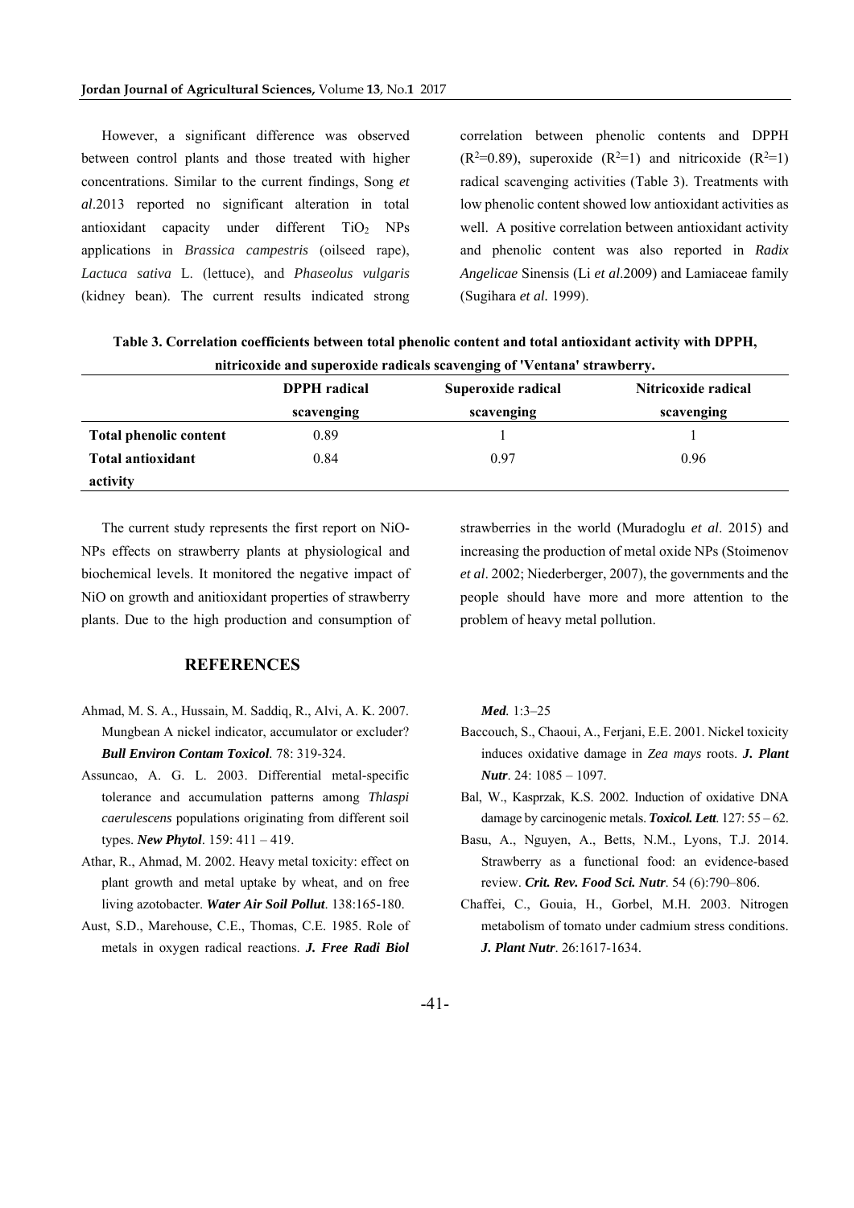However, a significant difference was observed between control plants and those treated with higher concentrations. Similar to the current findings, Song *et al*.2013 reported no significant alteration in total antioxidant capacity under different $TiO_2$ NPs applications in *Brassica campestris* (oilseed rape), *Lactuca sativa* L. (lettuce), and *Phaseolus vulgaris* (kidney bean). The current results indicated strong correlation between phenolic contents and DPPH ($R^2$=0.89), superoxide ($R^2$=1) and nitricoxide ($R^2$=1) radical scavenging activities (Table 3). Treatments with low phenolic content showed low antioxidant activities as well. A positive correlation between antioxidant activity and phenolic content was also reported in *Radix Angelicae* Sinensis (Li *et al*.2009) and Lamiaceae family (Sugihara *et al.* 1999).

**Table 3. Correlation coefficients between total phenolic content and total antioxidant activity with DPPH, nitricoxide and superoxide radicals scavenging of 'Ventana' strawberry.**

| | DPPH radical scavenging | Superoxide radical scavenging | Nitricoxide radical scavenging |
|---|---|---|---|
| **Total phenolic content** | 0.89 | 1 | 1 |
| **Total antioxidant activity** | 0.84 | 0.97 | 0.96 |

The current study represents the first report on NiO-NPs effects on strawberry plants at physiological and biochemical levels. It monitored the negative impact of NiO on growth and anitioxidant properties of strawberry plants. Due to the high production and consumption of strawberries in the world (Muradoglu *et al*. 2015) and increasing the production of metal oxide NPs (Stoimenov *et al*. 2002; Niederberger, 2007), the governments and the people should have more and more attention to the problem of heavy metal pollution.

## REFERENCES

Ahmad, M. S. A., Hussain, M. Saddiq, R., Alvi, A. K. 2007. Mungbean A nickel indicator, accumulator or excluder? ***Bull Environ Contam Toxicol***. 78: 319-324.

Assuncao, A. G. L. 2003. Differential metal-specific tolerance and accumulation patterns among *Thlaspi caerulescens* populations originating from different soil types. ***New Phytol***. 159: 411 – 419.

Athar, R., Ahmad, M. 2002. Heavy metal toxicity: effect on plant growth and metal uptake by wheat, and on free living azotobacter. ***Water Air Soil Pollut***. 138:165-180.

Aust, S.D., Marehouse, C.E., Thomas, C.E. 1985. Role of metals in oxygen radical reactions. ***J. Free Radi Biol Med.*** 1:3–25

Baccouch, S., Chaoui, A., Ferjani, E.E. 2001. Nickel toxicity induces oxidative damage in *Zea mays* roots. ***J. Plant Nutr***. 24: 1085 – 1097.

Bal, W., Kasprzak, K.S. 2002. Induction of oxidative DNA damage by carcinogenic metals. ***Toxicol. Lett***. 127: 55 – 62.

Basu, A., Nguyen, A., Betts, N.M., Lyons, T.J. 2014. Strawberry as a functional food: an evidence-based review. ***Crit. Rev. Food Sci. Nutr***. 54 (6):790–806.

Chaffei, C., Gouia, H., Gorbel, M.H. 2003. Nitrogen metabolism of tomato under cadmium stress conditions. ***J. Plant Nutr***. 26:1617-1634.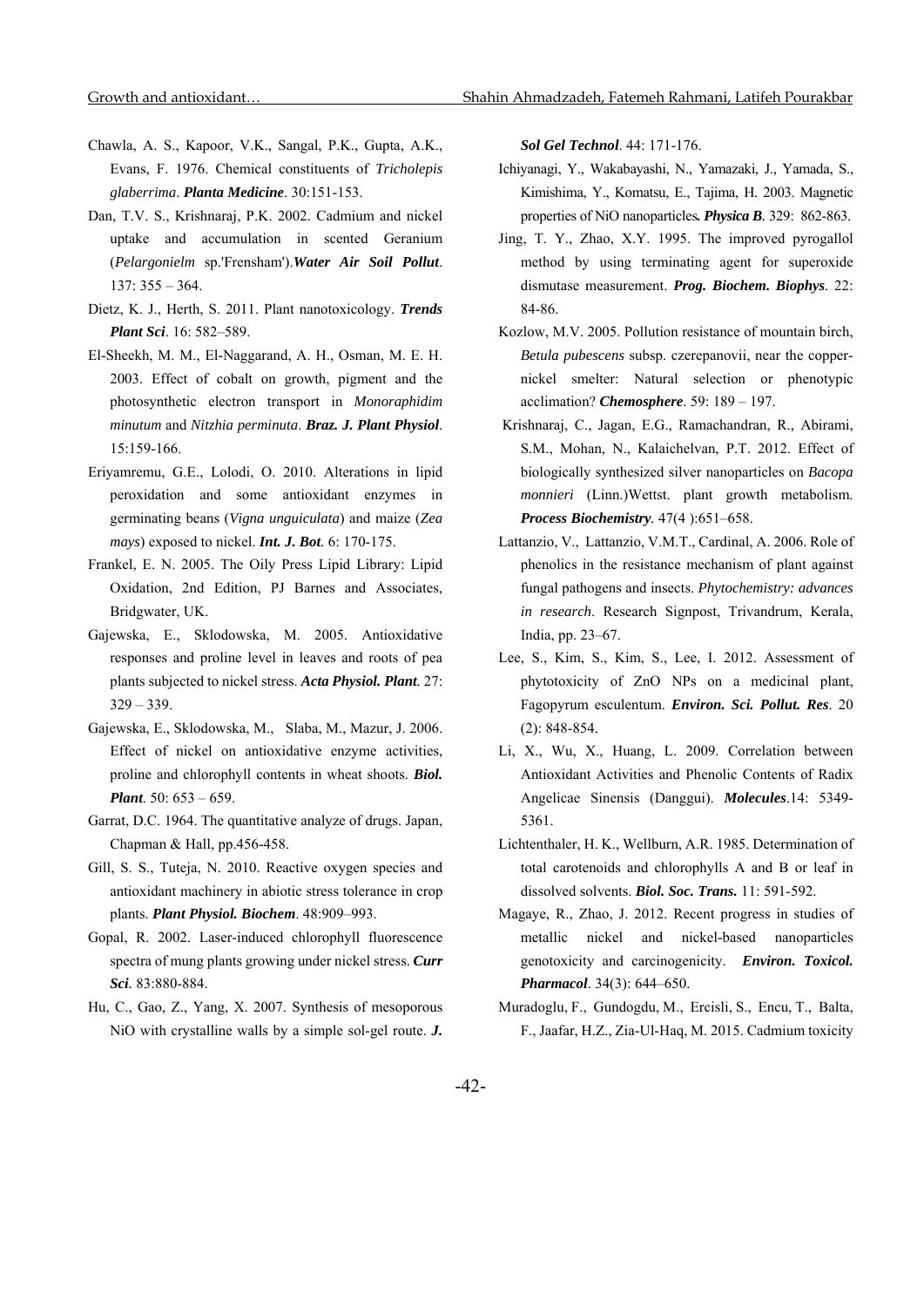Chawla, A. S., Kapoor, V.K., Sangal, P.K., Gupta, A.K., Evans, F. 1976. Chemical constituents of *Tricholepis glaberrima*. ***Planta Medicine***. 30:151-153.

Dan, T.V. S., Krishnaraj, P.K. 2002. Cadmium and nickel uptake and accumulation in scented Geranium (*Pelargonielm* sp.'Frensham').***Water Air Soil Pollut***. 137: 355 – 364.

Dietz, K. J., Herth, S. 2011. Plant nanotoxicology. ***Trends Plant Sci***. 16: 582–589.

El-Sheekh, M. M., El-Naggarand, A. H., Osman, M. E. H. 2003. Effect of cobalt on growth, pigment and the photosynthetic electron transport in *Monoraphidim minutum* and *Nitzhia perminuta*. ***Braz. J. Plant Physiol***. 15:159-166.

Eriyamremu, G.E., Lolodi, O. 2010. Alterations in lipid peroxidation and some antioxidant enzymes in germinating beans (*Vigna unguiculata*) and maize (*Zea mays*) exposed to nickel. ***Int. J. Bot***. 6: 170-175.

Frankel, E. N. 2005. The Oily Press Lipid Library: Lipid Oxidation, 2nd Edition, PJ Barnes and Associates, Bridgwater, UK.

Gajewska, E., Sklodowska, M. 2005. Antioxidative responses and proline level in leaves and roots of pea plants subjected to nickel stress. ***Acta Physiol. Plant***. 27: 329 – 339.

Gajewska, E., Sklodowska, M., Slaba, M., Mazur, J. 2006. Effect of nickel on antioxidative enzyme activities, proline and chlorophyll contents in wheat shoots. ***Biol. Plant***. 50: 653 – 659.

Garrat, D.C. 1964. The quantitative analyze of drugs. Japan, Chapman & Hall, pp.456-458.

Gill, S. S., Tuteja, N. 2010. Reactive oxygen species and antioxidant machinery in abiotic stress tolerance in crop plants. ***Plant Physiol. Biochem***. 48:909–993.

Gopal, R. 2002. Laser-induced chlorophyll fluorescence spectra of mung plants growing under nickel stress. ***Curr Sci***. 83:880-884.

Hu, C., Gao, Z., Yang, X. 2007. Synthesis of mesoporous NiO with crystalline walls by a simple sol-gel route. ***J. Sol Gel Technol***. 44: 171-176.

Ichiyanagi, Y., Wakabayashi, N., Yamazaki, J., Yamada, S., Kimishima, Y., Komatsu, E., Tajima, H. 2003. Magnetic properties of NiO nanoparticles. ***Physica B***. 329: 862-863.

Jing, T. Y., Zhao, X.Y. 1995. The improved pyrogallol method by using terminating agent for superoxide dismutase measurement. ***Prog. Biochem. Biophys***. 22: 84-86.

Kozlow, M.V. 2005. Pollution resistance of mountain birch, *Betula pubescens* subsp. czerepanovii, near the copper-nickel smelter: Natural selection or phenotypic acclimation? ***Chemosphere***. 59: 189 – 197.

Krishnaraj, C., Jagan, E.G., Ramachandran, R., Abirami, S.M., Mohan, N., Kalaichelvan, P.T. 2012. Effect of biologically synthesized silver nanoparticles on *Bacopa monnieri* (Linn.)Wettst. plant growth metabolism. ***Process Biochemistry***. 47(4 ):651–658.

Lattanzio, V., Lattanzio, V.M.T., Cardinal, A. 2006. Role of phenolics in the resistance mechanism of plant against fungal pathogens and insects. ***Phytochemistry: advances in research***. Research Signpost, Trivandrum, Kerala, India, pp. 23–67.

Lee, S., Kim, S., Kim, S., Lee, I. 2012. Assessment of phytotoxicity of ZnO NPs on a medicinal plant, Fagopyrum esculentum. ***Environ. Sci. Pollut. Res***. 20 (2): 848-854.

Li, X., Wu, X., Huang, L. 2009. Correlation between Antioxidant Activities and Phenolic Contents of Radix Angelicae Sinensis (Danggui). ***Molecules***.14: 5349-5361.

Lichtenthaler, H. K., Wellburn, A.R. 1985. Determination of total carotenoids and chlorophylls A and B or leaf in dissolved solvents. ***Biol. Soc. Trans.*** 11: 591-592.

Magaye, R., Zhao, J. 2012. Recent progress in studies of metallic nickel and nickel-based nanoparticles genotoxicity and carcinogenicity. ***Environ. Toxicol. Pharmacol***. 34(3): 644–650.

Muradoglu, F., Gundogdu, M., Ercisli, S., Encu, T., Balta, F., Jaafar, H.Z., Zia-Ul-Haq, M. 2015. Cadmium toxicity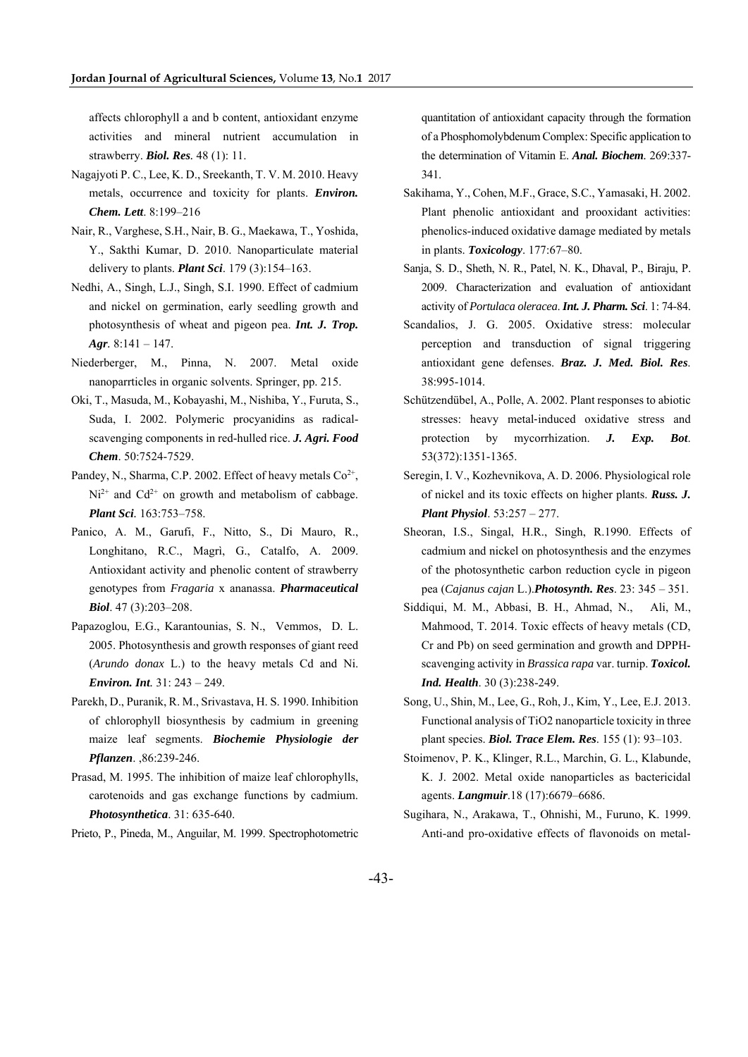affects chlorophyll a and b content, antioxidant enzyme activities and mineral nutrient accumulation in strawberry. ***Biol. Res.*** 48 (1): 11.

Nagajyoti P. C., Lee, K. D., Sreekanth, T. V. M. 2010. Heavy metals, occurrence and toxicity for plants. ***Environ. Chem. Lett***. 8:199–216

Nair, R., Varghese, S.H., Nair, B. G., Maekawa, T., Yoshida, Y., Sakthi Kumar, D. 2010. Nanoparticulate material delivery to plants. ***Plant Sci***. 179 (3):154–163.

Nedhi, A., Singh, L.J., Singh, S.I. 1990. Effect of cadmium and nickel on germination, early seedling growth and photosynthesis of wheat and pigeon pea. ***Int. J. Trop. Agr.*** 8:141 – 147.

Niederberger, M., Pinna, N. 2007. Metal oxide nanoparrticles in organic solvents. Springer, pp. 215.

Oki, T., Masuda, M., Kobayashi, M., Nishiba, Y., Furuta, S., Suda, I. 2002. Polymeric procyanidins as radical-scavenging components in red-hulled rice. ***J. Agri. Food Chem***. 50:7524-7529.

Pandey, N., Sharma, C.P. 2002. Effect of heavy metals $Co^{2+}$, $Ni^{2+}$ and $Cd^{2+}$ on growth and metabolism of cabbage. ***Plant Sci***. 163:753–758.

Panico, A. M., Garufi, F., Nitto, S., Di Mauro, R., Longhitano, R.C., Magrì, G., Catalfo, A. 2009. Antioxidant activity and phenolic content of strawberry genotypes from *Fragaria* x ananassa. ***Pharmaceutical Biol***. 47 (3):203–208.

Papazoglou, E.G., Karantounias, S. N., Vemmos, D. L. 2005. Photosynthesis and growth responses of giant reed (*Arundo donax* L.) to the heavy metals Cd and Ni. ***Environ. Int***. 31: 243 – 249.

Parekh, D., Puranik, R. M., Srivastava, H. S. 1990. Inhibition of chlorophyll biosynthesis by cadmium in greening maize leaf segments. ***Biochemie Physiologie der Pflanzen***. ,86:239-246.

Prasad, M. 1995. The inhibition of maize leaf chlorophylls, carotenoids and gas exchange functions by cadmium. ***Photosynthetica***. 31: 635-640.

Prieto, P., Pineda, M., Anguilar, M. 1999. Spectrophotometric quantitation of antioxidant capacity through the formation of a Phosphomolybdenum Complex: Specific application to the determination of Vitamin E. ***Anal. Biochem***. 269:337-341.

Sakihama, Y., Cohen, M.F., Grace, S.C., Yamasaki, H. 2002. Plant phenolic antioxidant and prooxidant activities: phenolics-induced oxidative damage mediated by metals in plants. ***Toxicology***. 177:67–80.

Sanja, S. D., Sheth, N. R., Patel, N. K., Dhaval, P., Biraju, P. 2009. Characterization and evaluation of antioxidant activity of *Portulaca oleracea*. ***Int. J. Pharm. Sci***. 1: 74-84.

Scandalios, J. G. 2005. Oxidative stress: molecular perception and transduction of signal triggering antioxidant gene defenses. ***Braz. J. Med. Biol. Res***. 38:995-1014.

Schützendübel, A., Polle, A. 2002. Plant responses to abiotic stresses: heavy metal-induced oxidative stress and protection by mycorrhization. ***J. Exp. Bot***. 53(372):1351-1365.

Seregin, I. V., Kozhevnikova, A. D. 2006. Physiological role of nickel and its toxic effects on higher plants. ***Russ. J. Plant Physiol***. 53:257 – 277.

Sheoran, I.S., Singal, H.R., Singh, R.1990. Effects of cadmium and nickel on photosynthesis and the enzymes of the photosynthetic carbon reduction cycle in pigeon pea (*Cajanus cajan* L.).***Photosynth. Res***. 23: 345 – 351.

Siddiqui, M. M., Abbasi, B. H., Ahmad, N., Ali, M., Mahmood, T. 2014. Toxic effects of heavy metals (CD, Cr and Pb) on seed germination and growth and DPPH-scavenging activity in *Brassica rapa* var. turnip. ***Toxicol. Ind. Health***. 30 (3):238-249.

Song, U., Shin, M., Lee, G., Roh, J., Kim, Y., Lee, E.J. 2013. Functional analysis of TiO2 nanoparticle toxicity in three plant species. ***Biol. Trace Elem. Res***. 155 (1): 93–103.

Stoimenov, P. K., Klinger, R.L., Marchin, G. L., Klabunde, K. J. 2002. Metal oxide nanoparticles as bactericidal agents. ***Langmuir***.18 (17):6679–6686.

Sugihara, N., Arakawa, T., Ohnishi, M., Furuno, K. 1999. Anti-and pro-oxidative effects of flavonoids on metal-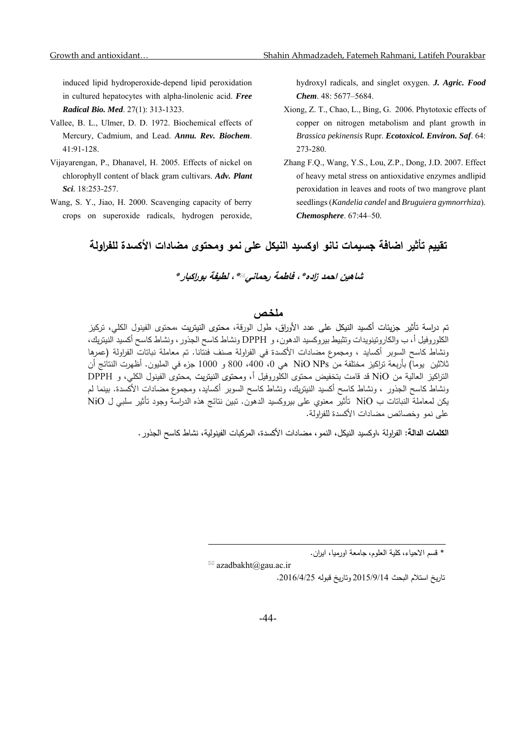induced lipid hydroperoxide-depend lipid peroxidation in cultured hepatocytes with alpha-linolenic acid. ***Free Radical Bio. Med***. 27(1): 313-1323.

Vallee, B. L., Ulmer, D. D. 1972. Biochemical effects of Mercury, Cadmium, and Lead. ***Annu. Rev. Biochem***. 41:91-128.

Vijayarengan, P., Dhanavel, H. 2005. Effects of nickel on chlorophyll content of black gram cultivars. ***Adv. Plant Sci***. 18:253-257.

Wang, S. Y., Jiao, H. 2000. Scavenging capacity of berry crops on superoxide radicals, hydrogen peroxide, hydroxyl radicals, and singlet oxygen. ***J. Agric. Food Chem***. 48: 5677–5684.

Xiong, Z. T., Chao, L., Bing, G. 2006. Phytotoxic effects of copper on nitrogen metabolism and plant growth in *Brassica pekinensis* Rupr. ***Ecotoxicol. Environ. Saf***. 64: 273-280.

Zhang F.Q., Wang, Y.S., Lou, Z.P., Dong, J.D. 2007. Effect of heavy metal stress on antioxidative enzymes andlipid peroxidation in leaves and roots of two mangrove plant seedlings (*Kandelia candel* and *Bruguiera gymnorrhiza*). ***Chemosphere***. 67:44–50.

# تقييم تأثير اضافة جسيمات نانو اوكسيد النيكل على نمو ومحتوى مضادات الأكسدة للفراولة

***شاهين احمد زاده\*، فاطمة رحماني\*✉، لطيفة بوراكبار\****

## ملخص

تم دراسة تأثير جزيئات أكسيد النيكل على عدد الأوراق، طول الورقة، محتوى النيتريت ،محتوى الفينول الكلي، تركيز الكلوروفيل أ، ب والكاروتينويدات وتثبيط بيروكسيد الدهون، و DPPH ونشاط كاسح الجذور، ونشاط كاسح أكسيد النيتريك، ونشاط كاسح السوبر أكسايد ، ومجموع مضادات الأكسدة في الفراولة صنف فنتانا. تم معاملة نباتات الفراولة (عمرها ثلاثين يوما) بأربعة تراكيز مختلفة من NiO NPs هي 0، 400، 800 و 1000 جزء في المليون. أظهرت النتائج أن التراكيز العالية من NiO قد قامت بتخفيض محتوى الكلوروفيل أ، ومحتوى النيتريت ،محتوى الفينول الكلي، و DPPH ونشاط كاسح الجذور ، ونشاط كاسح أكسيد النيتريك، ونشاط كاسح السوبر أكسايد، ومجموع مضادات الأكسدة. بينما لم يكن لمعاملة النباتات ب NiO تأثير معنوي على بيروكسيد الدهون. تبين نتائج هذه الدراسة وجود تأثير سلبي ل NiO على نمو وخصائص مضادات الأكسدة للفراولة.

**الكلمات الدالة:** الفراولة ،اوكسيد النيكل، النمو، مضادات الأكسدة، المركبات الفينولية، نشاط كاسح الجذور.

---

\* قسم الاحياء، كلية العلوم، جامعة اورميا، ايران.

✉ azadbakht@gau.ac.ir

تاريخ استلام البحث 2015/9/14 وتاريخ قبوله 2016/4/25.